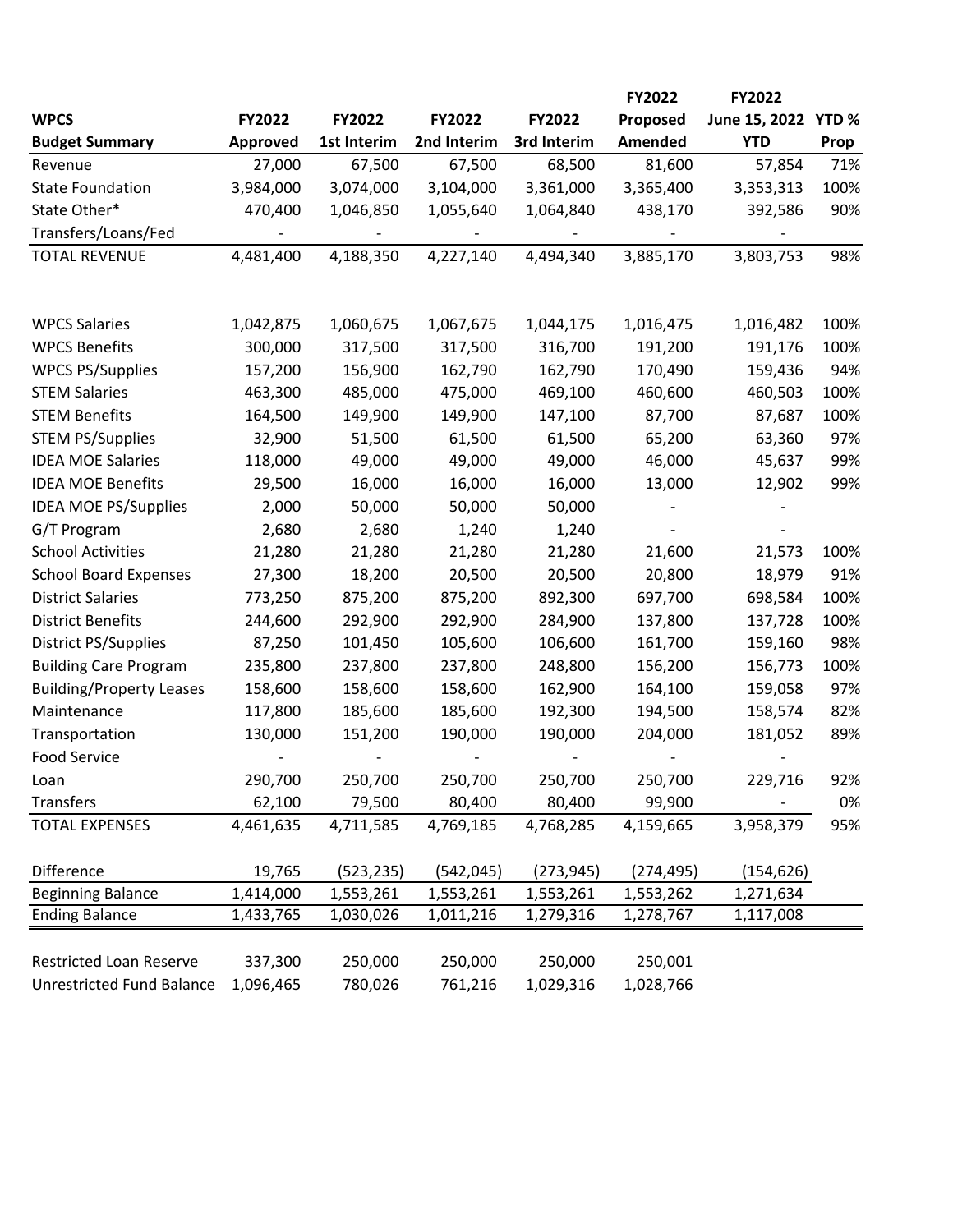| WPCS Budget Summary | FY2022 Approved | FY2022 1st Interim | FY2022 2nd Interim | FY2022 3rd Interim | FY2022 Proposed Amended | FY2022 June 15, 2022 YTD | YTD % Prop |
|---|---|---|---|---|---|---|---|
| Revenue | 27,000 | 67,500 | 67,500 | 68,500 | 81,600 | 57,854 | 71% |
| State Foundation | 3,984,000 | 3,074,000 | 3,104,000 | 3,361,000 | 3,365,400 | 3,353,313 | 100% |
| State Other* | 470,400 | 1,046,850 | 1,055,640 | 1,064,840 | 438,170 | 392,586 | 90% |
| Transfers/Loans/Fed | - | - | - | - | - | - | |
| TOTAL REVENUE | 4,481,400 | 4,188,350 | 4,227,140 | 4,494,340 | 3,885,170 | 3,803,753 | 98% |
| | | | | | | | |
| WPCS Salaries | 1,042,875 | 1,060,675 | 1,067,675 | 1,044,175 | 1,016,475 | 1,016,482 | 100% |
| WPCS Benefits | 300,000 | 317,500 | 317,500 | 316,700 | 191,200 | 191,176 | 100% |
| WPCS PS/Supplies | 157,200 | 156,900 | 162,790 | 162,790 | 170,490 | 159,436 | 94% |
| STEM Salaries | 463,300 | 485,000 | 475,000 | 469,100 | 460,600 | 460,503 | 100% |
| STEM Benefits | 164,500 | 149,900 | 149,900 | 147,100 | 87,700 | 87,687 | 100% |
| STEM PS/Supplies | 32,900 | 51,500 | 61,500 | 61,500 | 65,200 | 63,360 | 97% |
| IDEA MOE Salaries | 118,000 | 49,000 | 49,000 | 49,000 | 46,000 | 45,637 | 99% |
| IDEA MOE Benefits | 29,500 | 16,000 | 16,000 | 16,000 | 13,000 | 12,902 | 99% |
| IDEA MOE PS/Supplies | 2,000 | 50,000 | 50,000 | 50,000 | - | - | |
| G/T Program | 2,680 | 2,680 | 1,240 | 1,240 | - | - | |
| School Activities | 21,280 | 21,280 | 21,280 | 21,280 | 21,600 | 21,573 | 100% |
| School Board Expenses | 27,300 | 18,200 | 20,500 | 20,500 | 20,800 | 18,979 | 91% |
| District Salaries | 773,250 | 875,200 | 875,200 | 892,300 | 697,700 | 698,584 | 100% |
| District Benefits | 244,600 | 292,900 | 292,900 | 284,900 | 137,800 | 137,728 | 100% |
| District PS/Supplies | 87,250 | 101,450 | 105,600 | 106,600 | 161,700 | 159,160 | 98% |
| Building Care Program | 235,800 | 237,800 | 237,800 | 248,800 | 156,200 | 156,773 | 100% |
| Building/Property Leases | 158,600 | 158,600 | 158,600 | 162,900 | 164,100 | 159,058 | 97% |
| Maintenance | 117,800 | 185,600 | 185,600 | 192,300 | 194,500 | 158,574 | 82% |
| Transportation | 130,000 | 151,200 | 190,000 | 190,000 | 204,000 | 181,052 | 89% |
| Food Service | - | - | - | - | - | - | |
| Loan | 290,700 | 250,700 | 250,700 | 250,700 | 250,700 | 229,716 | 92% |
| Transfers | 62,100 | 79,500 | 80,400 | 80,400 | 99,900 | - | 0% |
| TOTAL EXPENSES | 4,461,635 | 4,711,585 | 4,769,185 | 4,768,285 | 4,159,665 | 3,958,379 | 95% |
| | | | | | | | |
| Difference | 19,765 | (523,235) | (542,045) | (273,945) | (274,495) | (154,626) | |
| Beginning Balance | 1,414,000 | 1,553,261 | 1,553,261 | 1,553,261 | 1,553,262 | 1,271,634 | |
| Ending Balance | 1,433,765 | 1,030,026 | 1,011,216 | 1,279,316 | 1,278,767 | 1,117,008 | |
| | | | | | | | |
| Restricted Loan Reserve | 337,300 | 250,000 | 250,000 | 250,000 | 250,001 | | |
| Unrestricted Fund Balance | 1,096,465 | 780,026 | 761,216 | 1,029,316 | 1,028,766 | | |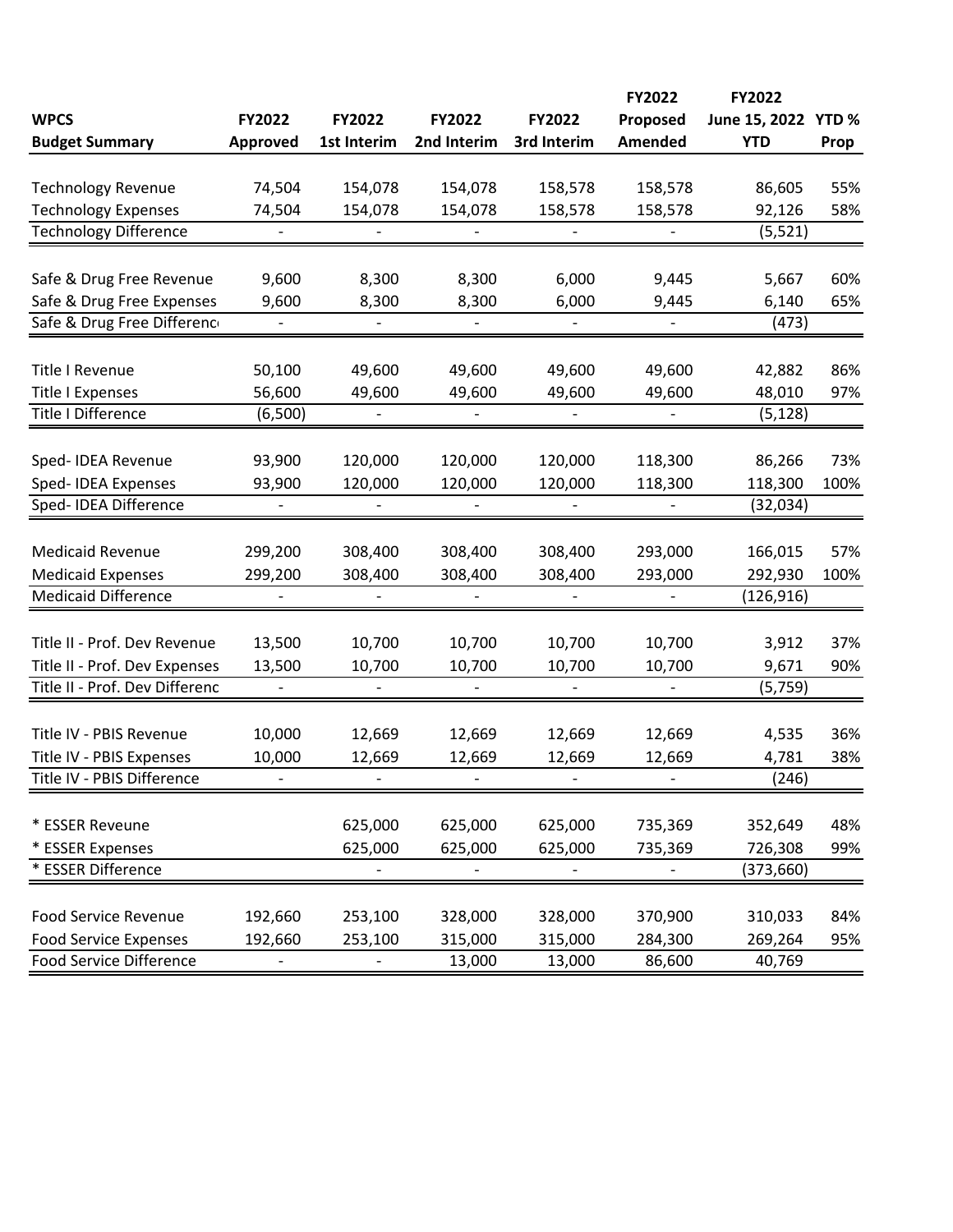| WPCS Budget Summary | FY2022 Approved | FY2022 1st Interim | FY2022 2nd Interim | FY2022 3rd Interim | FY2022 Proposed Amended | FY2022 June 15, 2022 YTD | YTD % Prop |
|---|---|---|---|---|---|---|---|
| Technology Revenue | 74,504 | 154,078 | 154,078 | 158,578 | 158,578 | 86,605 | 55% |
| Technology Expenses | 74,504 | 154,078 | 154,078 | 158,578 | 158,578 | 92,126 | 58% |
| Technology Difference | - | - | - | - | - | (5,521) | |
| Safe & Drug Free Revenue | 9,600 | 8,300 | 8,300 | 6,000 | 9,445 | 5,667 | 60% |
| Safe & Drug Free Expenses | 9,600 | 8,300 | 8,300 | 6,000 | 9,445 | 6,140 | 65% |
| Safe & Drug Free Difference | - | - | - | - | - | (473) | |
| Title I Revenue | 50,100 | 49,600 | 49,600 | 49,600 | 49,600 | 42,882 | 86% |
| Title I Expenses | 56,600 | 49,600 | 49,600 | 49,600 | 49,600 | 48,010 | 97% |
| Title I Difference | (6,500) | - | - | - | - | (5,128) | |
| Sped- IDEA Revenue | 93,900 | 120,000 | 120,000 | 120,000 | 118,300 | 86,266 | 73% |
| Sped- IDEA Expenses | 93,900 | 120,000 | 120,000 | 120,000 | 118,300 | 118,300 | 100% |
| Sped- IDEA Difference | - | - | - | - | - | (32,034) | |
| Medicaid Revenue | 299,200 | 308,400 | 308,400 | 308,400 | 293,000 | 166,015 | 57% |
| Medicaid Expenses | 299,200 | 308,400 | 308,400 | 308,400 | 293,000 | 292,930 | 100% |
| Medicaid Difference | - | - | - | - | - | (126,916) | |
| Title II - Prof. Dev Revenue | 13,500 | 10,700 | 10,700 | 10,700 | 10,700 | 3,912 | 37% |
| Title II - Prof. Dev Expenses | 13,500 | 10,700 | 10,700 | 10,700 | 10,700 | 9,671 | 90% |
| Title II - Prof. Dev Difference | - | - | - | - | - | (5,759) | |
| Title IV - PBIS Revenue | 10,000 | 12,669 | 12,669 | 12,669 | 12,669 | 4,535 | 36% |
| Title IV - PBIS Expenses | 10,000 | 12,669 | 12,669 | 12,669 | 12,669 | 4,781 | 38% |
| Title IV - PBIS Difference | - | - | - | - | - | (246) | |
| * ESSER Reveune | | 625,000 | 625,000 | 625,000 | 735,369 | 352,649 | 48% |
| * ESSER Expenses | | 625,000 | 625,000 | 625,000 | 735,369 | 726,308 | 99% |
| * ESSER Difference | | - | - | - | - | (373,660) | |
| Food Service Revenue | 192,660 | 253,100 | 328,000 | 328,000 | 370,900 | 310,033 | 84% |
| Food Service Expenses | 192,660 | 253,100 | 315,000 | 315,000 | 284,300 | 269,264 | 95% |
| Food Service Difference | - | - | 13,000 | 13,000 | 86,600 | 40,769 | |